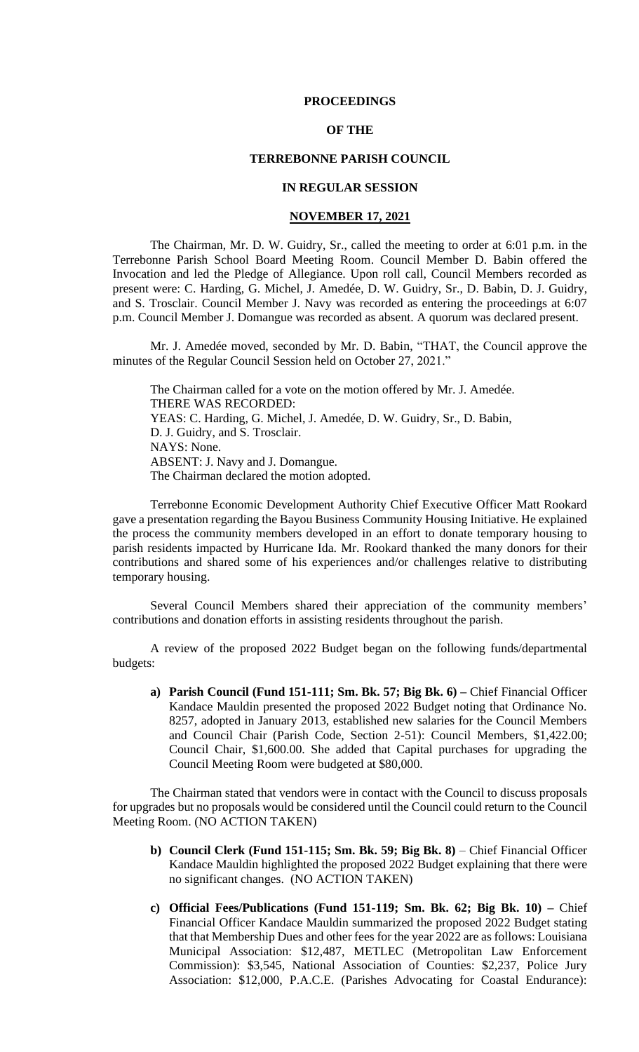# PROCEEDINGS

# OF THE

# TERREBONNE PARISH COUNCIL

# IN REGULAR SESSION

## NOVEMBER 17, 2021

The Chairman, Mr. D. W. Guidry, Sr., called the meeting to order at 6:01 p.m. in the Terrebonne Parish School Board Meeting Room. Council Member D. Babin offered the Invocation and led the Pledge of Allegiance. Upon roll call, Council Members recorded as present were: C. Harding, G. Michel, J. Amedée, D. W. Guidry, Sr., D. Babin, D. J. Guidry, and S. Trosclair. Council Member J. Navy was recorded as entering the proceedings at 6:07 p.m. Council Member J. Domangue was recorded as absent. A quorum was declared present.

Mr. J. Amedée moved, seconded by Mr. D. Babin, "THAT, the Council approve the minutes of the Regular Council Session held on October 27, 2021."

The Chairman called for a vote on the motion offered by Mr. J. Amedée.
THERE WAS RECORDED:
YEAS: C. Harding, G. Michel, J. Amedée, D. W. Guidry, Sr., D. Babin, D. J. Guidry, and S. Trosclair.
NAYS: None.
ABSENT: J. Navy and J. Domangue.
The Chairman declared the motion adopted.

Terrebonne Economic Development Authority Chief Executive Officer Matt Rookard gave a presentation regarding the Bayou Business Community Housing Initiative. He explained the process the community members developed in an effort to donate temporary housing to parish residents impacted by Hurricane Ida. Mr. Rookard thanked the many donors for their contributions and shared some of his experiences and/or challenges relative to distributing temporary housing.

Several Council Members shared their appreciation of the community members' contributions and donation efforts in assisting residents throughout the parish.

A review of the proposed 2022 Budget began on the following funds/departmental budgets:

a) **Parish Council (Fund 151-111; Sm. Bk. 57; Big Bk. 6) –** Chief Financial Officer Kandace Mauldin presented the proposed 2022 Budget noting that Ordinance No. 8257, adopted in January 2013, established new salaries for the Council Members and Council Chair (Parish Code, Section 2-51): Council Members, $1,422.00; Council Chair, $1,600.00. She added that Capital purchases for upgrading the Council Meeting Room were budgeted at $80,000.

The Chairman stated that vendors were in contact with the Council to discuss proposals for upgrades but no proposals would be considered until the Council could return to the Council Meeting Room. (NO ACTION TAKEN)

b) **Council Clerk (Fund 151-115; Sm. Bk. 59; Big Bk. 8)** – Chief Financial Officer Kandace Mauldin highlighted the proposed 2022 Budget explaining that there were no significant changes. (NO ACTION TAKEN)

c) **Official Fees/Publications (Fund 151-119; Sm. Bk. 62; Big Bk. 10) –** Chief Financial Officer Kandace Mauldin summarized the proposed 2022 Budget stating that that Membership Dues and other fees for the year 2022 are as follows: Louisiana Municipal Association: $12,487, METLEC (Metropolitan Law Enforcement Commission): $3,545, National Association of Counties: $2,237, Police Jury Association: $12,000, P.A.C.E. (Parishes Advocating for Coastal Endurance):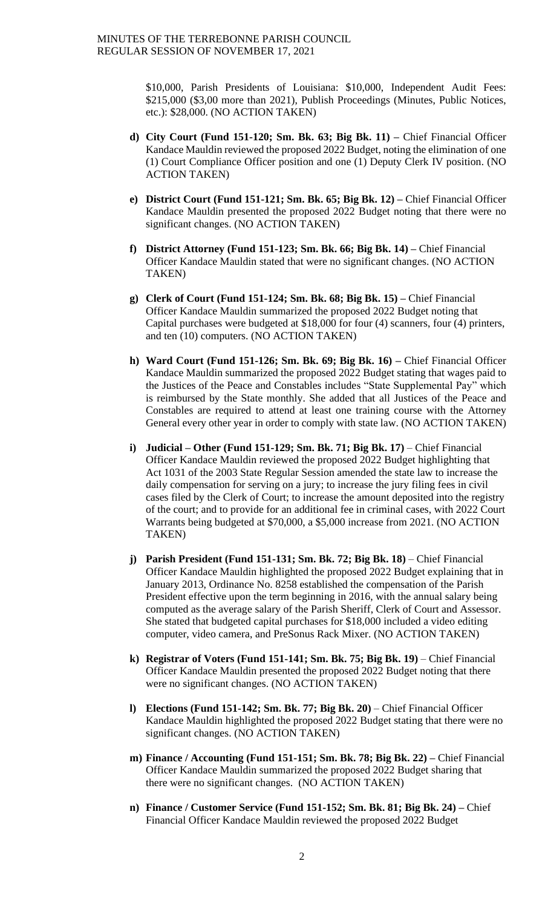$10,000, Parish Presidents of Louisiana: $10,000, Independent Audit Fees: $215,000 ($3,00 more than 2021), Publish Proceedings (Minutes, Public Notices, etc.): $28,000. (NO ACTION TAKEN)

- **d) City Court (Fund 151-120; Sm. Bk. 63; Big Bk. 11) –** Chief Financial Officer Kandace Mauldin reviewed the proposed 2022 Budget, noting the elimination of one (1) Court Compliance Officer position and one (1) Deputy Clerk IV position. (NO ACTION TAKEN)

- **e) District Court (Fund 151-121; Sm. Bk. 65; Big Bk. 12) –** Chief Financial Officer Kandace Mauldin presented the proposed 2022 Budget noting that there were no significant changes. (NO ACTION TAKEN)

- **f) District Attorney (Fund 151-123; Sm. Bk. 66; Big Bk. 14) –** Chief Financial Officer Kandace Mauldin stated that were no significant changes. (NO ACTION TAKEN)

- **g) Clerk of Court (Fund 151-124; Sm. Bk. 68; Big Bk. 15) –** Chief Financial Officer Kandace Mauldin summarized the proposed 2022 Budget noting that Capital purchases were budgeted at $18,000 for four (4) scanners, four (4) printers, and ten (10) computers. (NO ACTION TAKEN)

- **h) Ward Court (Fund 151-126; Sm. Bk. 69; Big Bk. 16) –** Chief Financial Officer Kandace Mauldin summarized the proposed 2022 Budget stating that wages paid to the Justices of the Peace and Constables includes "State Supplemental Pay" which is reimbursed by the State monthly. She added that all Justices of the Peace and Constables are required to attend at least one training course with the Attorney General every other year in order to comply with state law. (NO ACTION TAKEN)

- **i) Judicial – Other (Fund 151-129; Sm. Bk. 71; Big Bk. 17)** – Chief Financial Officer Kandace Mauldin reviewed the proposed 2022 Budget highlighting that Act 1031 of the 2003 State Regular Session amended the state law to increase the daily compensation for serving on a jury; to increase the jury filing fees in civil cases filed by the Clerk of Court; to increase the amount deposited into the registry of the court; and to provide for an additional fee in criminal cases, with 2022 Court Warrants being budgeted at $70,000, a $5,000 increase from 2021. (NO ACTION TAKEN)

- **j) Parish President (Fund 151-131; Sm. Bk. 72; Big Bk. 18)** – Chief Financial Officer Kandace Mauldin highlighted the proposed 2022 Budget explaining that in January 2013, Ordinance No. 8258 established the compensation of the Parish President effective upon the term beginning in 2016, with the annual salary being computed as the average salary of the Parish Sheriff, Clerk of Court and Assessor. She stated that budgeted capital purchases for $18,000 included a video editing computer, video camera, and PreSonus Rack Mixer. (NO ACTION TAKEN)

- **k) Registrar of Voters (Fund 151-141; Sm. Bk. 75; Big Bk. 19)** – Chief Financial Officer Kandace Mauldin presented the proposed 2022 Budget noting that there were no significant changes. (NO ACTION TAKEN)

- **l) Elections (Fund 151-142; Sm. Bk. 77; Big Bk. 20)** – Chief Financial Officer Kandace Mauldin highlighted the proposed 2022 Budget stating that there were no significant changes. (NO ACTION TAKEN)

- **m) Finance / Accounting (Fund 151-151; Sm. Bk. 78; Big Bk. 22) –** Chief Financial Officer Kandace Mauldin summarized the proposed 2022 Budget sharing that there were no significant changes. (NO ACTION TAKEN)

- **n) Finance / Customer Service (Fund 151-152; Sm. Bk. 81; Big Bk. 24) –** Chief Financial Officer Kandace Mauldin reviewed the proposed 2022 Budget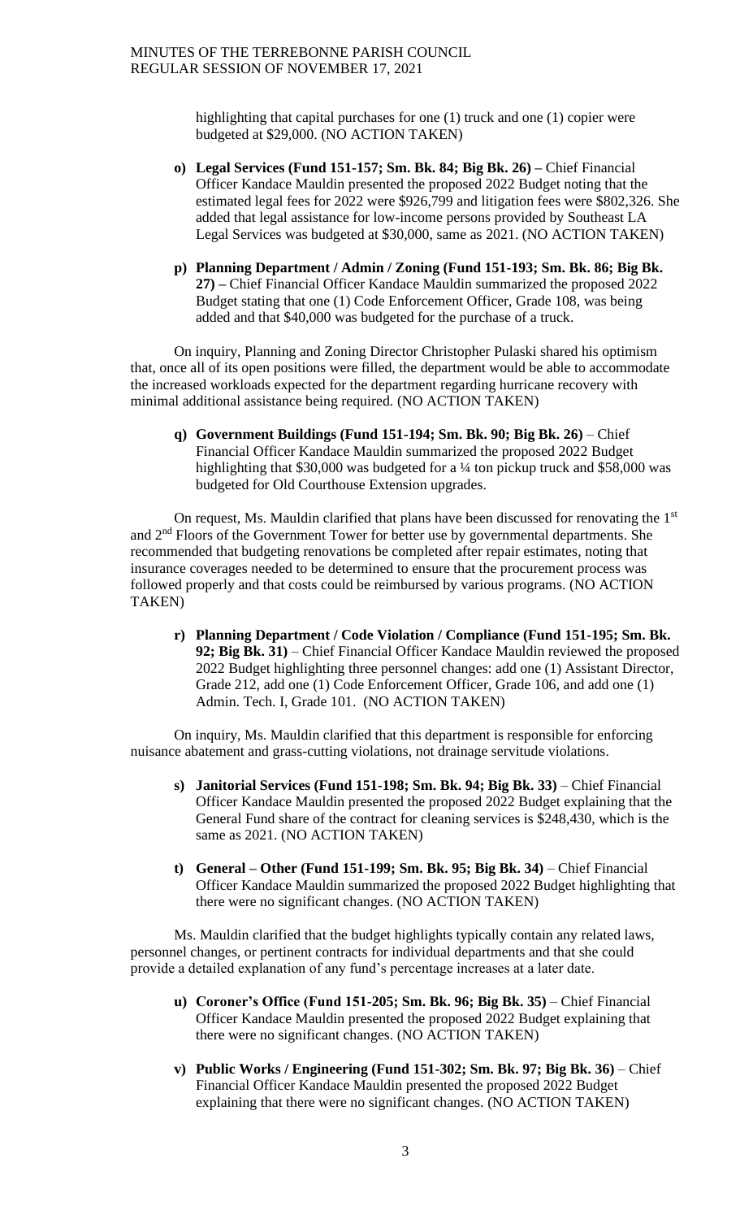highlighting that capital purchases for one (1) truck and one (1) copier were budgeted at $29,000. (NO ACTION TAKEN)

o) **Legal Services (Fund 151-157; Sm. Bk. 84; Big Bk. 26) –** Chief Financial Officer Kandace Mauldin presented the proposed 2022 Budget noting that the estimated legal fees for 2022 were $926,799 and litigation fees were $802,326. She added that legal assistance for low-income persons provided by Southeast LA Legal Services was budgeted at $30,000, same as 2021. (NO ACTION TAKEN)

p) **Planning Department / Admin / Zoning (Fund 151-193; Sm. Bk. 86; Big Bk. 27) –** Chief Financial Officer Kandace Mauldin summarized the proposed 2022 Budget stating that one (1) Code Enforcement Officer, Grade 108, was being added and that $40,000 was budgeted for the purchase of a truck.

On inquiry, Planning and Zoning Director Christopher Pulaski shared his optimism that, once all of its open positions were filled, the department would be able to accommodate the increased workloads expected for the department regarding hurricane recovery with minimal additional assistance being required. (NO ACTION TAKEN)

q) **Government Buildings (Fund 151-194; Sm. Bk. 90; Big Bk. 26)** – Chief Financial Officer Kandace Mauldin summarized the proposed 2022 Budget highlighting that $30,000 was budgeted for a ¼ ton pickup truck and $58,000 was budgeted for Old Courthouse Extension upgrades.

On request, Ms. Mauldin clarified that plans have been discussed for renovating the 1st and 2nd Floors of the Government Tower for better use by governmental departments. She recommended that budgeting renovations be completed after repair estimates, noting that insurance coverages needed to be determined to ensure that the procurement process was followed properly and that costs could be reimbursed by various programs. (NO ACTION TAKEN)

r) **Planning Department / Code Violation / Compliance (Fund 151-195; Sm. Bk. 92; Big Bk. 31)** – Chief Financial Officer Kandace Mauldin reviewed the proposed 2022 Budget highlighting three personnel changes: add one (1) Assistant Director, Grade 212, add one (1) Code Enforcement Officer, Grade 106, and add one (1) Admin. Tech. I, Grade 101. (NO ACTION TAKEN)

On inquiry, Ms. Mauldin clarified that this department is responsible for enforcing nuisance abatement and grass-cutting violations, not drainage servitude violations.

s) **Janitorial Services (Fund 151-198; Sm. Bk. 94; Big Bk. 33)** – Chief Financial Officer Kandace Mauldin presented the proposed 2022 Budget explaining that the General Fund share of the contract for cleaning services is $248,430, which is the same as 2021. (NO ACTION TAKEN)

t) **General – Other (Fund 151-199; Sm. Bk. 95; Big Bk. 34)** – Chief Financial Officer Kandace Mauldin summarized the proposed 2022 Budget highlighting that there were no significant changes. (NO ACTION TAKEN)

Ms. Mauldin clarified that the budget highlights typically contain any related laws, personnel changes, or pertinent contracts for individual departments and that she could provide a detailed explanation of any fund's percentage increases at a later date.

u) **Coroner's Office (Fund 151-205; Sm. Bk. 96; Big Bk. 35)** – Chief Financial Officer Kandace Mauldin presented the proposed 2022 Budget explaining that there were no significant changes. (NO ACTION TAKEN)

v) **Public Works / Engineering (Fund 151-302; Sm. Bk. 97; Big Bk. 36)** – Chief Financial Officer Kandace Mauldin presented the proposed 2022 Budget explaining that there were no significant changes. (NO ACTION TAKEN)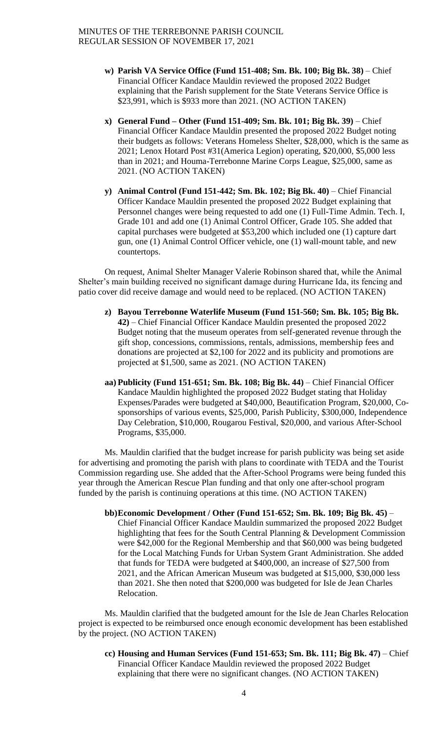- **w) Parish VA Service Office (Fund 151-408; Sm. Bk. 100; Big Bk. 38)** – Chief Financial Officer Kandace Mauldin reviewed the proposed 2022 Budget explaining that the Parish supplement for the State Veterans Service Office is \$23,991, which is \$933 more than 2021. (NO ACTION TAKEN)

- **x) General Fund – Other (Fund 151-409; Sm. Bk. 101; Big Bk. 39)** – Chief Financial Officer Kandace Mauldin presented the proposed 2022 Budget noting their budgets as follows: Veterans Homeless Shelter, \$28,000, which is the same as 2021; Lenox Hotard Post #31(America Legion) operating, \$20,000, \$5,000 less than in 2021; and Houma-Terrebonne Marine Corps League, \$25,000, same as 2021. (NO ACTION TAKEN)

- **y) Animal Control (Fund 151-442; Sm. Bk. 102; Big Bk. 40)** – Chief Financial Officer Kandace Mauldin presented the proposed 2022 Budget explaining that Personnel changes were being requested to add one (1) Full-Time Admin. Tech. I, Grade 101 and add one (1) Animal Control Officer, Grade 105. She added that capital purchases were budgeted at \$53,200 which included one (1) capture dart gun, one (1) Animal Control Officer vehicle, one (1) wall-mount table, and new countertops.

On request, Animal Shelter Manager Valerie Robinson shared that, while the Animal Shelter's main building received no significant damage during Hurricane Ida, its fencing and patio cover did receive damage and would need to be replaced. (NO ACTION TAKEN)

- **z) Bayou Terrebonne Waterlife Museum (Fund 151-560; Sm. Bk. 105; Big Bk. 42)** – Chief Financial Officer Kandace Mauldin presented the proposed 2022 Budget noting that the museum operates from self-generated revenue through the gift shop, concessions, commissions, rentals, admissions, membership fees and donations are projected at \$2,100 for 2022 and its publicity and promotions are projected at \$1,500, same as 2021. (NO ACTION TAKEN)

- **aa) Publicity (Fund 151-651; Sm. Bk. 108; Big Bk. 44)** – Chief Financial Officer Kandace Mauldin highlighted the proposed 2022 Budget stating that Holiday Expenses/Parades were budgeted at \$40,000, Beautification Program, \$20,000, Co-sponsorships of various events, \$25,000, Parish Publicity, \$300,000, Independence Day Celebration, \$10,000, Rougarou Festival, \$20,000, and various After-School Programs, \$35,000.

Ms. Mauldin clarified that the budget increase for parish publicity was being set aside for advertising and promoting the parish with plans to coordinate with TEDA and the Tourist Commission regarding use. She added that the After-School Programs were being funded this year through the American Rescue Plan funding and that only one after-school program funded by the parish is continuing operations at this time. (NO ACTION TAKEN)

- **bb) Economic Development / Other (Fund 151-652; Sm. Bk. 109; Big Bk. 45)** – Chief Financial Officer Kandace Mauldin summarized the proposed 2022 Budget highlighting that fees for the South Central Planning & Development Commission were \$42,000 for the Regional Membership and that \$60,000 was being budgeted for the Local Matching Funds for Urban System Grant Administration. She added that funds for TEDA were budgeted at \$400,000, an increase of \$27,500 from 2021, and the African American Museum was budgeted at \$15,000, \$30,000 less than 2021. She then noted that \$200,000 was budgeted for Isle de Jean Charles Relocation.

Ms. Mauldin clarified that the budgeted amount for the Isle de Jean Charles Relocation project is expected to be reimbursed once enough economic development has been established by the project. (NO ACTION TAKEN)

- **cc) Housing and Human Services (Fund 151-653; Sm. Bk. 111; Big Bk. 47)** – Chief Financial Officer Kandace Mauldin reviewed the proposed 2022 Budget explaining that there were no significant changes. (NO ACTION TAKEN)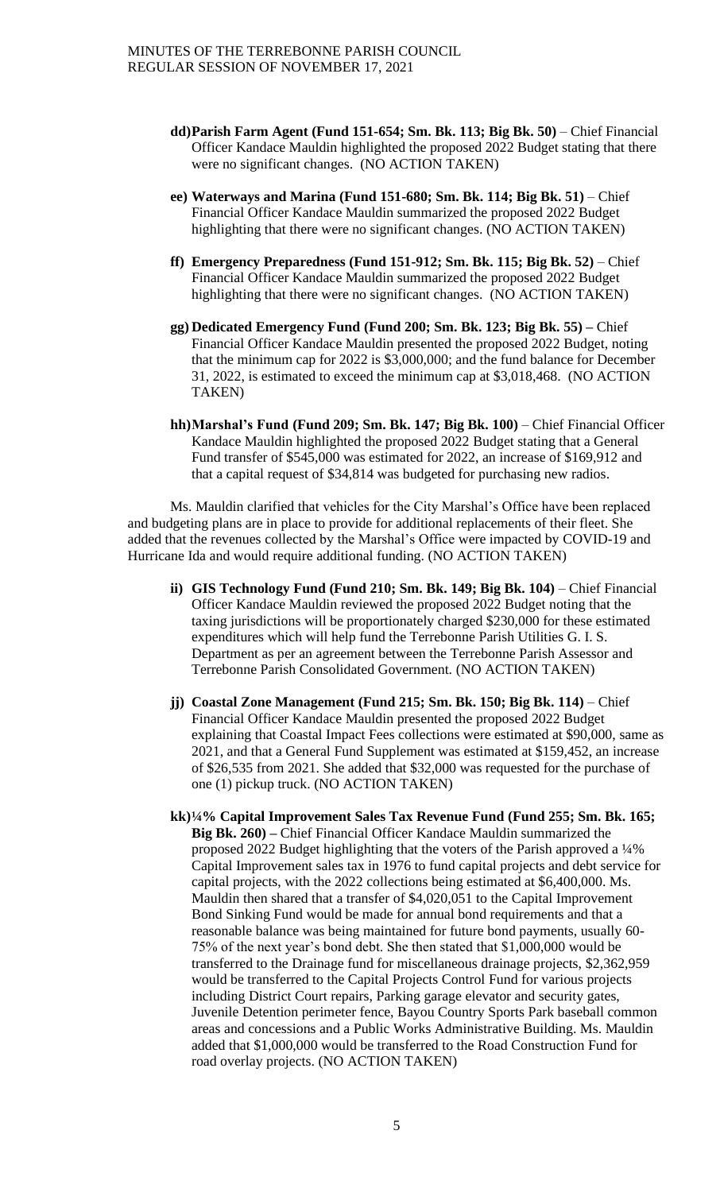- **dd) Parish Farm Agent (Fund 151-654; Sm. Bk. 113; Big Bk. 50)** – Chief Financial Officer Kandace Mauldin highlighted the proposed 2022 Budget stating that there were no significant changes. (NO ACTION TAKEN)

- **ee) Waterways and Marina (Fund 151-680; Sm. Bk. 114; Big Bk. 51)** – Chief Financial Officer Kandace Mauldin summarized the proposed 2022 Budget highlighting that there were no significant changes. (NO ACTION TAKEN)

- **ff) Emergency Preparedness (Fund 151-912; Sm. Bk. 115; Big Bk. 52)** – Chief Financial Officer Kandace Mauldin summarized the proposed 2022 Budget highlighting that there were no significant changes. (NO ACTION TAKEN)

- **gg) Dedicated Emergency Fund (Fund 200; Sm. Bk. 123; Big Bk. 55) –** Chief Financial Officer Kandace Mauldin presented the proposed 2022 Budget, noting that the minimum cap for 2022 is $3,000,000; and the fund balance for December 31, 2022, is estimated to exceed the minimum cap at $3,018,468. (NO ACTION TAKEN)

- **hh) Marshal's Fund (Fund 209; Sm. Bk. 147; Big Bk. 100)** – Chief Financial Officer Kandace Mauldin highlighted the proposed 2022 Budget stating that a General Fund transfer of $545,000 was estimated for 2022, an increase of $169,912 and that a capital request of $34,814 was budgeted for purchasing new radios.

Ms. Mauldin clarified that vehicles for the City Marshal's Office have been replaced and budgeting plans are in place to provide for additional replacements of their fleet. She added that the revenues collected by the Marshal's Office were impacted by COVID-19 and Hurricane Ida and would require additional funding. (NO ACTION TAKEN)

- **ii) GIS Technology Fund (Fund 210; Sm. Bk. 149; Big Bk. 104)** – Chief Financial Officer Kandace Mauldin reviewed the proposed 2022 Budget noting that the taxing jurisdictions will be proportionately charged $230,000 for these estimated expenditures which will help fund the Terrebonne Parish Utilities G. I. S. Department as per an agreement between the Terrebonne Parish Assessor and Terrebonne Parish Consolidated Government. (NO ACTION TAKEN)

- **jj) Coastal Zone Management (Fund 215; Sm. Bk. 150; Big Bk. 114)** – Chief Financial Officer Kandace Mauldin presented the proposed 2022 Budget explaining that Coastal Impact Fees collections were estimated at $90,000, same as 2021, and that a General Fund Supplement was estimated at $159,452, an increase of $26,535 from 2021. She added that $32,000 was requested for the purchase of one (1) pickup truck. (NO ACTION TAKEN)

- **kk) ¼% Capital Improvement Sales Tax Revenue Fund (Fund 255; Sm. Bk. 165; Big Bk. 260) –** Chief Financial Officer Kandace Mauldin summarized the proposed 2022 Budget highlighting that the voters of the Parish approved a ¼% Capital Improvement sales tax in 1976 to fund capital projects and debt service for capital projects, with the 2022 collections being estimated at $6,400,000. Ms. Mauldin then shared that a transfer of $4,020,051 to the Capital Improvement Bond Sinking Fund would be made for annual bond requirements and that a reasonable balance was being maintained for future bond payments, usually 60-75% of the next year's bond debt. She then stated that $1,000,000 would be transferred to the Drainage fund for miscellaneous drainage projects, $2,362,959 would be transferred to the Capital Projects Control Fund for various projects including District Court repairs, Parking garage elevator and security gates, Juvenile Detention perimeter fence, Bayou Country Sports Park baseball common areas and concessions and a Public Works Administrative Building. Ms. Mauldin added that $1,000,000 would be transferred to the Road Construction Fund for road overlay projects. (NO ACTION TAKEN)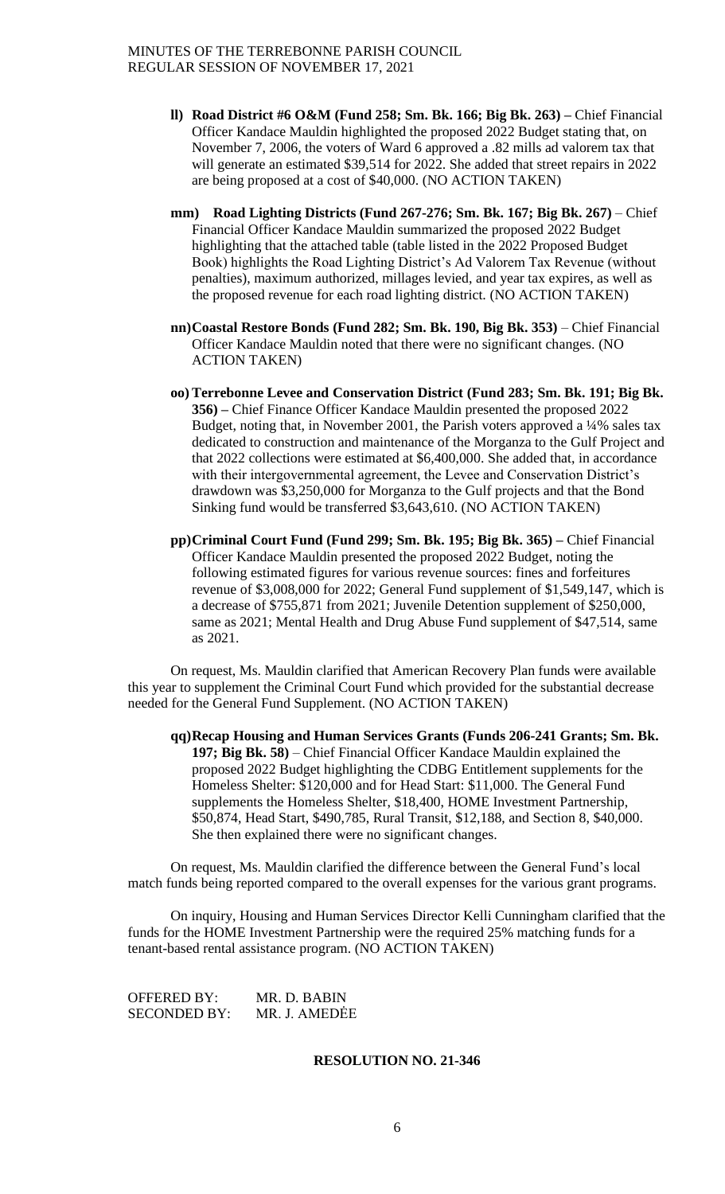- **ll) Road District #6 O&M (Fund 258; Sm. Bk. 166; Big Bk. 263) –** Chief Financial Officer Kandace Mauldin highlighted the proposed 2022 Budget stating that, on November 7, 2006, the voters of Ward 6 approved a .82 mills ad valorem tax that will generate an estimated $39,514 for 2022. She added that street repairs in 2022 are being proposed at a cost of $40,000. (NO ACTION TAKEN)

- **mm) Road Lighting Districts (Fund 267-276; Sm. Bk. 167; Big Bk. 267)** – Chief Financial Officer Kandace Mauldin summarized the proposed 2022 Budget highlighting that the attached table (table listed in the 2022 Proposed Budget Book) highlights the Road Lighting District's Ad Valorem Tax Revenue (without penalties), maximum authorized, millages levied, and year tax expires, as well as the proposed revenue for each road lighting district. (NO ACTION TAKEN)

- **nn) Coastal Restore Bonds (Fund 282; Sm. Bk. 190, Big Bk. 353)** – Chief Financial Officer Kandace Mauldin noted that there were no significant changes. (NO ACTION TAKEN)

- **oo) Terrebonne Levee and Conservation District (Fund 283; Sm. Bk. 191; Big Bk. 356) –** Chief Finance Officer Kandace Mauldin presented the proposed 2022 Budget, noting that, in November 2001, the Parish voters approved a ¼% sales tax dedicated to construction and maintenance of the Morganza to the Gulf Project and that 2022 collections were estimated at $6,400,000. She added that, in accordance with their intergovernmental agreement, the Levee and Conservation District's drawdown was $3,250,000 for Morganza to the Gulf projects and that the Bond Sinking fund would be transferred $3,643,610. (NO ACTION TAKEN)

- **pp) Criminal Court Fund (Fund 299; Sm. Bk. 195; Big Bk. 365) –** Chief Financial Officer Kandace Mauldin presented the proposed 2022 Budget, noting the following estimated figures for various revenue sources: fines and forfeitures revenue of $3,008,000 for 2022; General Fund supplement of $1,549,147, which is a decrease of $755,871 from 2021; Juvenile Detention supplement of $250,000, same as 2021; Mental Health and Drug Abuse Fund supplement of $47,514, same as 2021.

On request, Ms. Mauldin clarified that American Recovery Plan funds were available this year to supplement the Criminal Court Fund which provided for the substantial decrease needed for the General Fund Supplement. (NO ACTION TAKEN)

- **qq) Recap Housing and Human Services Grants (Funds 206-241 Grants; Sm. Bk. 197; Big Bk. 58)** – Chief Financial Officer Kandace Mauldin explained the proposed 2022 Budget highlighting the CDBG Entitlement supplements for the Homeless Shelter: $120,000 and for Head Start: $11,000. The General Fund supplements the Homeless Shelter, $18,400, HOME Investment Partnership, $50,874, Head Start, $490,785, Rural Transit, $12,188, and Section 8, $40,000. She then explained there were no significant changes.

On request, Ms. Mauldin clarified the difference between the General Fund's local match funds being reported compared to the overall expenses for the various grant programs.

On inquiry, Housing and Human Services Director Kelli Cunningham clarified that the funds for the HOME Investment Partnership were the required 25% matching funds for a tenant-based rental assistance program. (NO ACTION TAKEN)

OFFERED BY: MR. D. BABIN
SECONDED BY: MR. J. AMEDÈE

**RESOLUTION NO. 21-346**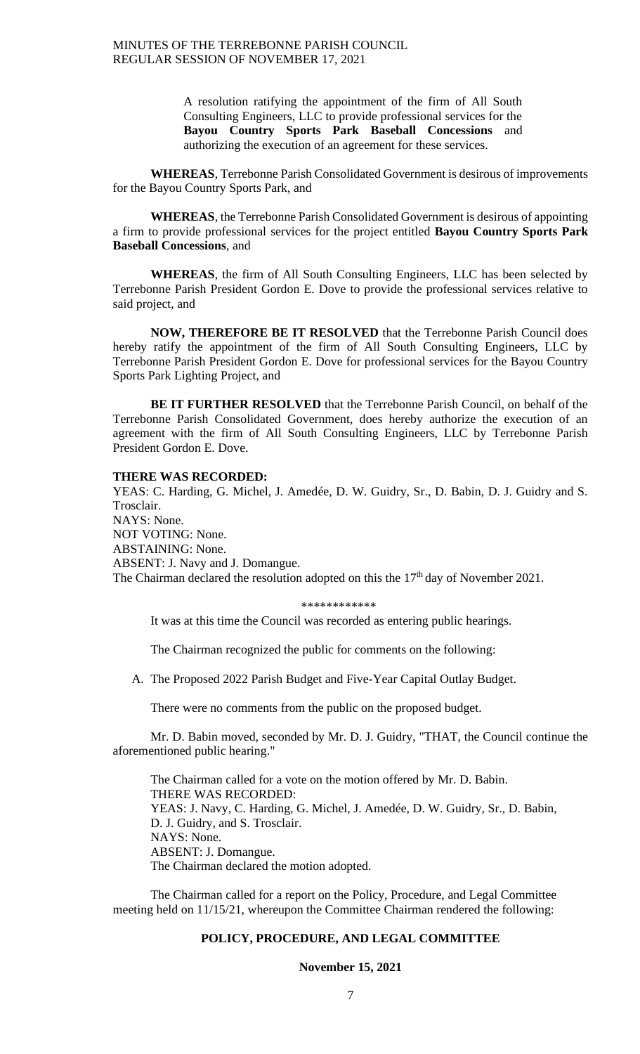A resolution ratifying the appointment of the firm of All South Consulting Engineers, LLC to provide professional services for the **Bayou Country Sports Park Baseball Concessions** and authorizing the execution of an agreement for these services.

**WHEREAS**, Terrebonne Parish Consolidated Government is desirous of improvements for the Bayou Country Sports Park, and

**WHEREAS**, the Terrebonne Parish Consolidated Government is desirous of appointing a firm to provide professional services for the project entitled **Bayou Country Sports Park Baseball Concessions**, and

**WHEREAS**, the firm of All South Consulting Engineers, LLC has been selected by Terrebonne Parish President Gordon E. Dove to provide the professional services relative to said project, and

**NOW, THEREFORE BE IT RESOLVED** that the Terrebonne Parish Council does hereby ratify the appointment of the firm of All South Consulting Engineers, LLC by Terrebonne Parish President Gordon E. Dove for professional services for the Bayou Country Sports Park Lighting Project, and

**BE IT FURTHER RESOLVED** that the Terrebonne Parish Council, on behalf of the Terrebonne Parish Consolidated Government, does hereby authorize the execution of an agreement with the firm of All South Consulting Engineers, LLC by Terrebonne Parish President Gordon E. Dove.

**THERE WAS RECORDED:**
YEAS: C. Harding, G. Michel, J. Amedée, D. W. Guidry, Sr., D. Babin, D. J. Guidry and S. Trosclair.
NAYS: None.
NOT VOTING: None.
ABSTAINING: None.
ABSENT: J. Navy and J. Domangue.
The Chairman declared the resolution adopted on this the 17th day of November 2021.

\*\*\*\*\*\*\*\*\*\*\*\*

It was at this time the Council was recorded as entering public hearings.

The Chairman recognized the public for comments on the following:

A. The Proposed 2022 Parish Budget and Five-Year Capital Outlay Budget.

There were no comments from the public on the proposed budget.

Mr. D. Babin moved, seconded by Mr. D. J. Guidry, "THAT, the Council continue the aforementioned public hearing."

The Chairman called for a vote on the motion offered by Mr. D. Babin.
THERE WAS RECORDED:
YEAS: J. Navy, C. Harding, G. Michel, J. Amedée, D. W. Guidry, Sr., D. Babin, D. J. Guidry, and S. Trosclair.
NAYS: None.
ABSENT: J. Domangue.
The Chairman declared the motion adopted.

The Chairman called for a report on the Policy, Procedure, and Legal Committee meeting held on 11/15/21, whereupon the Committee Chairman rendered the following:

## POLICY, PROCEDURE, AND LEGAL COMMITTEE

**November 15, 2021**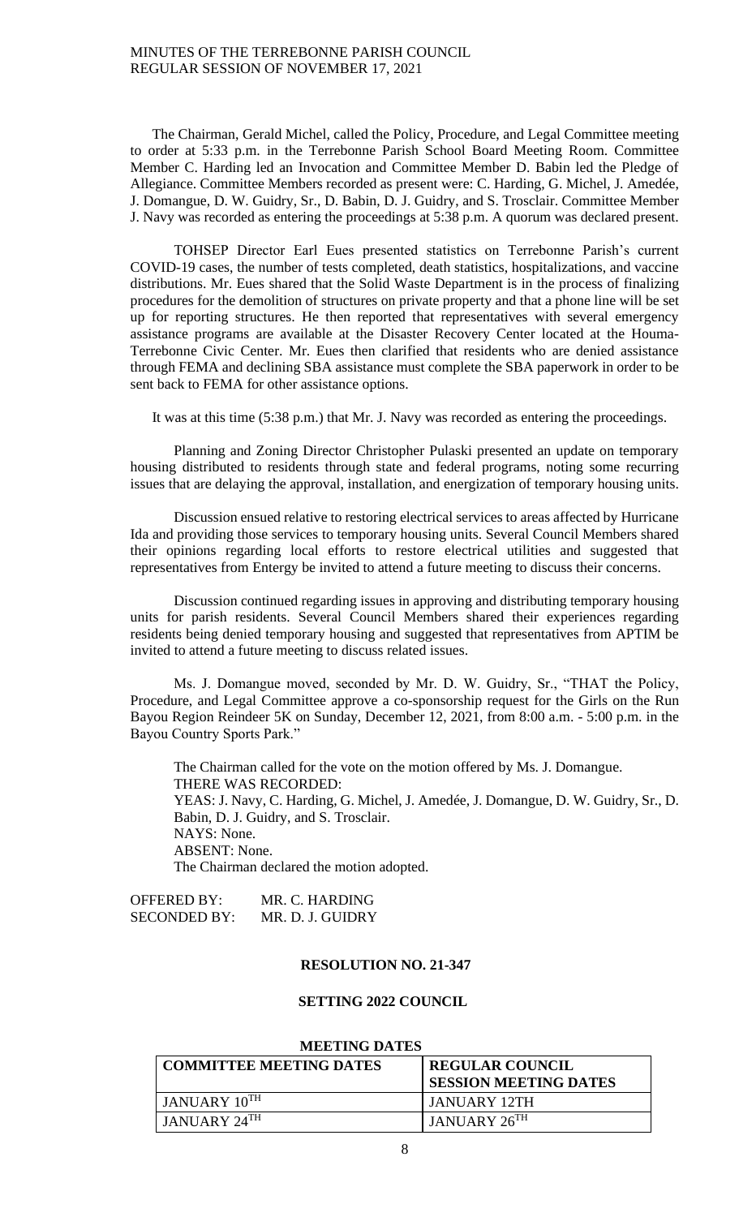The Chairman, Gerald Michel, called the Policy, Procedure, and Legal Committee meeting to order at 5:33 p.m. in the Terrebonne Parish School Board Meeting Room. Committee Member C. Harding led an Invocation and Committee Member D. Babin led the Pledge of Allegiance. Committee Members recorded as present were: C. Harding, G. Michel, J. Amedée, J. Domangue, D. W. Guidry, Sr., D. Babin, D. J. Guidry, and S. Trosclair. Committee Member J. Navy was recorded as entering the proceedings at 5:38 p.m. A quorum was declared present.

TOHSEP Director Earl Eues presented statistics on Terrebonne Parish's current COVID-19 cases, the number of tests completed, death statistics, hospitalizations, and vaccine distributions. Mr. Eues shared that the Solid Waste Department is in the process of finalizing procedures for the demolition of structures on private property and that a phone line will be set up for reporting structures. He then reported that representatives with several emergency assistance programs are available at the Disaster Recovery Center located at the Houma-Terrebonne Civic Center. Mr. Eues then clarified that residents who are denied assistance through FEMA and declining SBA assistance must complete the SBA paperwork in order to be sent back to FEMA for other assistance options.

It was at this time (5:38 p.m.) that Mr. J. Navy was recorded as entering the proceedings.

Planning and Zoning Director Christopher Pulaski presented an update on temporary housing distributed to residents through state and federal programs, noting some recurring issues that are delaying the approval, installation, and energization of temporary housing units.

Discussion ensued relative to restoring electrical services to areas affected by Hurricane Ida and providing those services to temporary housing units. Several Council Members shared their opinions regarding local efforts to restore electrical utilities and suggested that representatives from Entergy be invited to attend a future meeting to discuss their concerns.

Discussion continued regarding issues in approving and distributing temporary housing units for parish residents. Several Council Members shared their experiences regarding residents being denied temporary housing and suggested that representatives from APTIM be invited to attend a future meeting to discuss related issues.

Ms. J. Domangue moved, seconded by Mr. D. W. Guidry, Sr., "THAT the Policy, Procedure, and Legal Committee approve a co-sponsorship request for the Girls on the Run Bayou Region Reindeer 5K on Sunday, December 12, 2021, from 8:00 a.m. - 5:00 p.m. in the Bayou Country Sports Park."

The Chairman called for the vote on the motion offered by Ms. J. Domangue.
THERE WAS RECORDED:
YEAS: J. Navy, C. Harding, G. Michel, J. Amedée, J. Domangue, D. W. Guidry, Sr., D. Babin, D. J. Guidry, and S. Trosclair.
NAYS: None.
ABSENT: None.
The Chairman declared the motion adopted.

OFFERED BY: MR. C. HARDING
SECONDED BY: MR. D. J. GUIDRY

**RESOLUTION NO. 21-347**

**SETTING 2022 COUNCIL**

**MEETING DATES**

| COMMITTEE MEETING DATES | REGULAR COUNCIL SESSION MEETING DATES |
|---|---|
| JANUARY 10TH | JANUARY 12TH |
| JANUARY 24TH | JANUARY 26TH |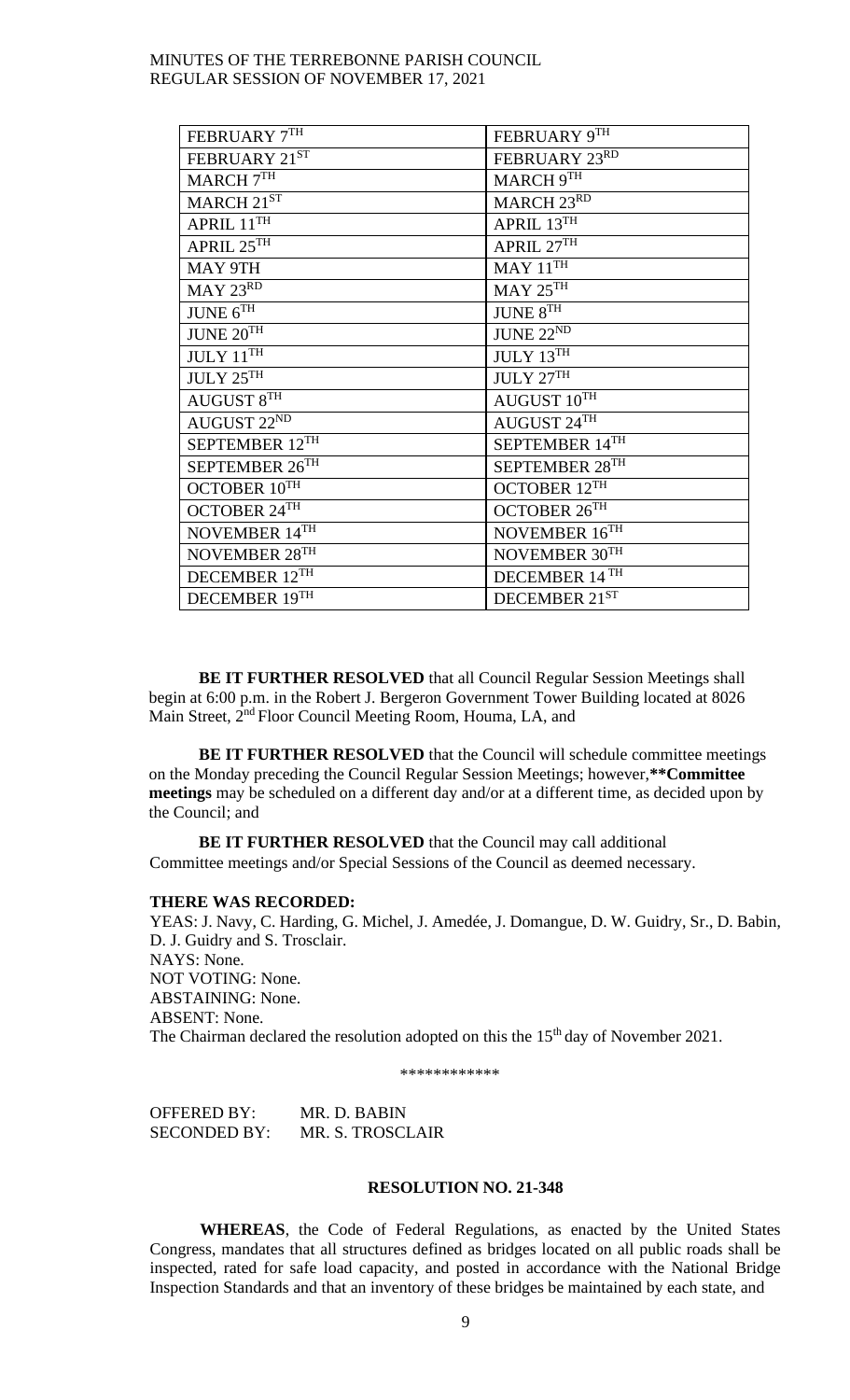| FEBRUARY 7TH | FEBRUARY 9TH |
| --- | --- |
| FEBRUARY 21ST | FEBRUARY 23RD |
| MARCH 7TH | MARCH 9TH |
| MARCH 21ST | MARCH 23RD |
| APRIL 11TH | APRIL 13TH |
| APRIL 25TH | APRIL 27TH |
| MAY 9TH | MAY 11TH |
| MAY 23RD | MAY 25TH |
| JUNE 6TH | JUNE 8TH |
| JUNE 20TH | JUNE 22ND |
| JULY 11TH | JULY 13TH |
| JULY 25TH | JULY 27TH |
| AUGUST 8TH | AUGUST 10TH |
| AUGUST 22ND | AUGUST 24TH |
| SEPTEMBER 12TH | SEPTEMBER 14TH |
| SEPTEMBER 26TH | SEPTEMBER 28TH |
| OCTOBER 10TH | OCTOBER 12TH |
| OCTOBER 24TH | OCTOBER 26TH |
| NOVEMBER 14TH | NOVEMBER 16TH |
| NOVEMBER 28TH | NOVEMBER 30TH |
| DECEMBER 12TH | DECEMBER 14 TH |
| DECEMBER 19TH | DECEMBER 21ST |

**BE IT FURTHER RESOLVED** that all Council Regular Session Meetings shall begin at 6:00 p.m. in the Robert J. Bergeron Government Tower Building located at 8026 Main Street, 2nd Floor Council Meeting Room, Houma, LA, and

**BE IT FURTHER RESOLVED** that the Council will schedule committee meetings on the Monday preceding the Council Regular Session Meetings; however,**\*\*Committee meetings** may be scheduled on a different day and/or at a different time, as decided upon by the Council; and

**BE IT FURTHER RESOLVED** that the Council may call additional Committee meetings and/or Special Sessions of the Council as deemed necessary.

**THERE WAS RECORDED:**
YEAS: J. Navy, C. Harding, G. Michel, J. Amedée, J. Domangue, D. W. Guidry, Sr., D. Babin, D. J. Guidry and S. Trosclair.
NAYS: None.
NOT VOTING: None.
ABSTAINING: None.
ABSENT: None.
The Chairman declared the resolution adopted on this the 15th day of November 2021.

\*\*\*\*\*\*\*\*\*\*\*\*

OFFERED BY: MR. D. BABIN
SECONDED BY: MR. S. TROSCLAIR

**RESOLUTION NO. 21-348**

**WHEREAS**, the Code of Federal Regulations, as enacted by the United States Congress, mandates that all structures defined as bridges located on all public roads shall be inspected, rated for safe load capacity, and posted in accordance with the National Bridge Inspection Standards and that an inventory of these bridges be maintained by each state, and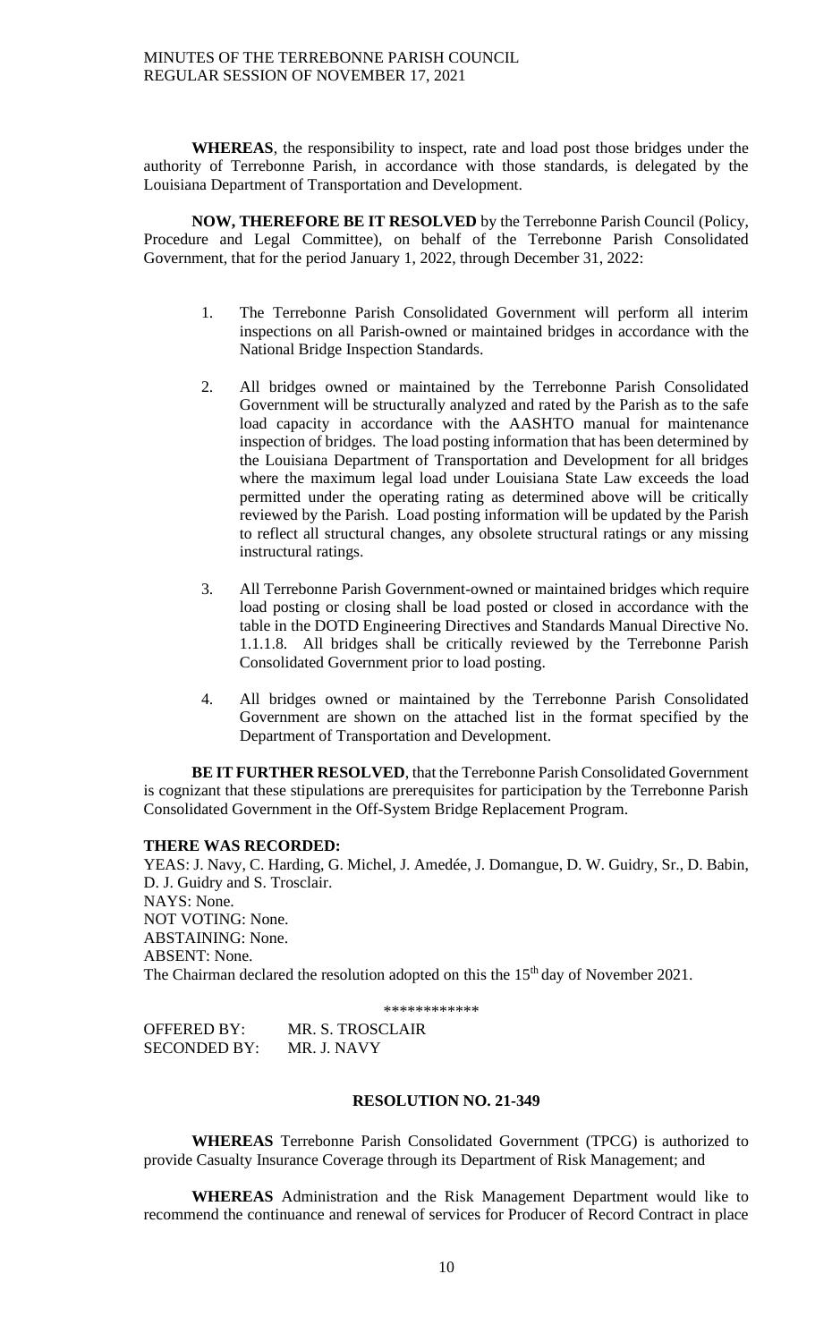**WHEREAS**, the responsibility to inspect, rate and load post those bridges under the authority of Terrebonne Parish, in accordance with those standards, is delegated by the Louisiana Department of Transportation and Development.

**NOW, THEREFORE BE IT RESOLVED** by the Terrebonne Parish Council (Policy, Procedure and Legal Committee), on behalf of the Terrebonne Parish Consolidated Government, that for the period January 1, 2022, through December 31, 2022:

1. The Terrebonne Parish Consolidated Government will perform all interim inspections on all Parish-owned or maintained bridges in accordance with the National Bridge Inspection Standards.

2. All bridges owned or maintained by the Terrebonne Parish Consolidated Government will be structurally analyzed and rated by the Parish as to the safe load capacity in accordance with the AASHTO manual for maintenance inspection of bridges. The load posting information that has been determined by the Louisiana Department of Transportation and Development for all bridges where the maximum legal load under Louisiana State Law exceeds the load permitted under the operating rating as determined above will be critically reviewed by the Parish. Load posting information will be updated by the Parish to reflect all structural changes, any obsolete structural ratings or any missing instructural ratings.

3. All Terrebonne Parish Government-owned or maintained bridges which require load posting or closing shall be load posted or closed in accordance with the table in the DOTD Engineering Directives and Standards Manual Directive No. 1.1.1.8. All bridges shall be critically reviewed by the Terrebonne Parish Consolidated Government prior to load posting.

4. All bridges owned or maintained by the Terrebonne Parish Consolidated Government are shown on the attached list in the format specified by the Department of Transportation and Development.

**BE IT FURTHER RESOLVED**, that the Terrebonne Parish Consolidated Government is cognizant that these stipulations are prerequisites for participation by the Terrebonne Parish Consolidated Government in the Off-System Bridge Replacement Program.

**THERE WAS RECORDED:**
YEAS: J. Navy, C. Harding, G. Michel, J. Amedée, J. Domangue, D. W. Guidry, Sr., D. Babin, D. J. Guidry and S. Trosclair.
NAYS: None.
NOT VOTING: None.
ABSTAINING: None.
ABSENT: None.
The Chairman declared the resolution adopted on this the 15th day of November 2021.

\*\*\*\*\*\*\*\*\*\*\*\*

OFFERED BY: MR. S. TROSCLAIR
SECONDED BY: MR. J. NAVY

**RESOLUTION NO. 21-349**

**WHEREAS** Terrebonne Parish Consolidated Government (TPCG) is authorized to provide Casualty Insurance Coverage through its Department of Risk Management; and

**WHEREAS** Administration and the Risk Management Department would like to recommend the continuance and renewal of services for Producer of Record Contract in place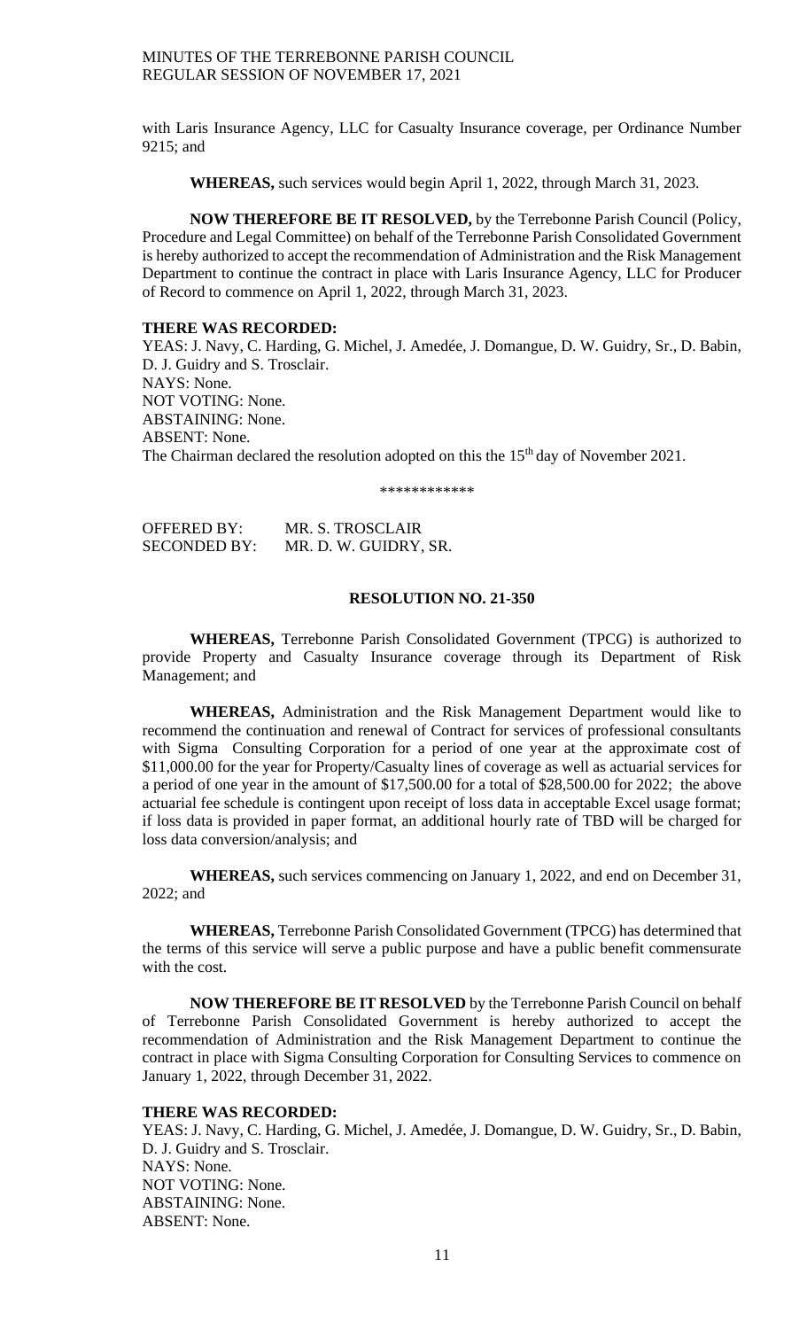with Laris Insurance Agency, LLC for Casualty Insurance coverage, per Ordinance Number 9215; and

**WHEREAS,** such services would begin April 1, 2022, through March 31, 2023.

**NOW THEREFORE BE IT RESOLVED,** by the Terrebonne Parish Council (Policy, Procedure and Legal Committee) on behalf of the Terrebonne Parish Consolidated Government is hereby authorized to accept the recommendation of Administration and the Risk Management Department to continue the contract in place with Laris Insurance Agency, LLC for Producer of Record to commence on April 1, 2022, through March 31, 2023.

**THERE WAS RECORDED:**

YEAS: J. Navy, C. Harding, G. Michel, J. Amedée, J. Domangue, D. W. Guidry, Sr., D. Babin, D. J. Guidry and S. Trosclair.
NAYS: None.
NOT VOTING: None.
ABSTAINING: None.
ABSENT: None.
The Chairman declared the resolution adopted on this the 15th day of November 2021.

\*\*\*\*\*\*\*\*\*\*\*\*

OFFERED BY: MR. S. TROSCLAIR
SECONDED BY: MR. D. W. GUIDRY, SR.

**RESOLUTION NO. 21-350**

**WHEREAS,** Terrebonne Parish Consolidated Government (TPCG) is authorized to provide Property and Casualty Insurance coverage through its Department of Risk Management; and

**WHEREAS,** Administration and the Risk Management Department would like to recommend the continuation and renewal of Contract for services of professional consultants with Sigma Consulting Corporation for a period of one year at the approximate cost of $11,000.00 for the year for Property/Casualty lines of coverage as well as actuarial services for a period of one year in the amount of $17,500.00 for a total of $28,500.00 for 2022; the above actuarial fee schedule is contingent upon receipt of loss data in acceptable Excel usage format; if loss data is provided in paper format, an additional hourly rate of TBD will be charged for loss data conversion/analysis; and

**WHEREAS,** such services commencing on January 1, 2022, and end on December 31, 2022; and

**WHEREAS,** Terrebonne Parish Consolidated Government (TPCG) has determined that the terms of this service will serve a public purpose and have a public benefit commensurate with the cost.

**NOW THEREFORE BE IT RESOLVED** by the Terrebonne Parish Council on behalf of Terrebonne Parish Consolidated Government is hereby authorized to accept the recommendation of Administration and the Risk Management Department to continue the contract in place with Sigma Consulting Corporation for Consulting Services to commence on January 1, 2022, through December 31, 2022.

**THERE WAS RECORDED:**

YEAS: J. Navy, C. Harding, G. Michel, J. Amedée, J. Domangue, D. W. Guidry, Sr., D. Babin, D. J. Guidry and S. Trosclair.
NAYS: None.
NOT VOTING: None.
ABSTAINING: None.
ABSENT: None.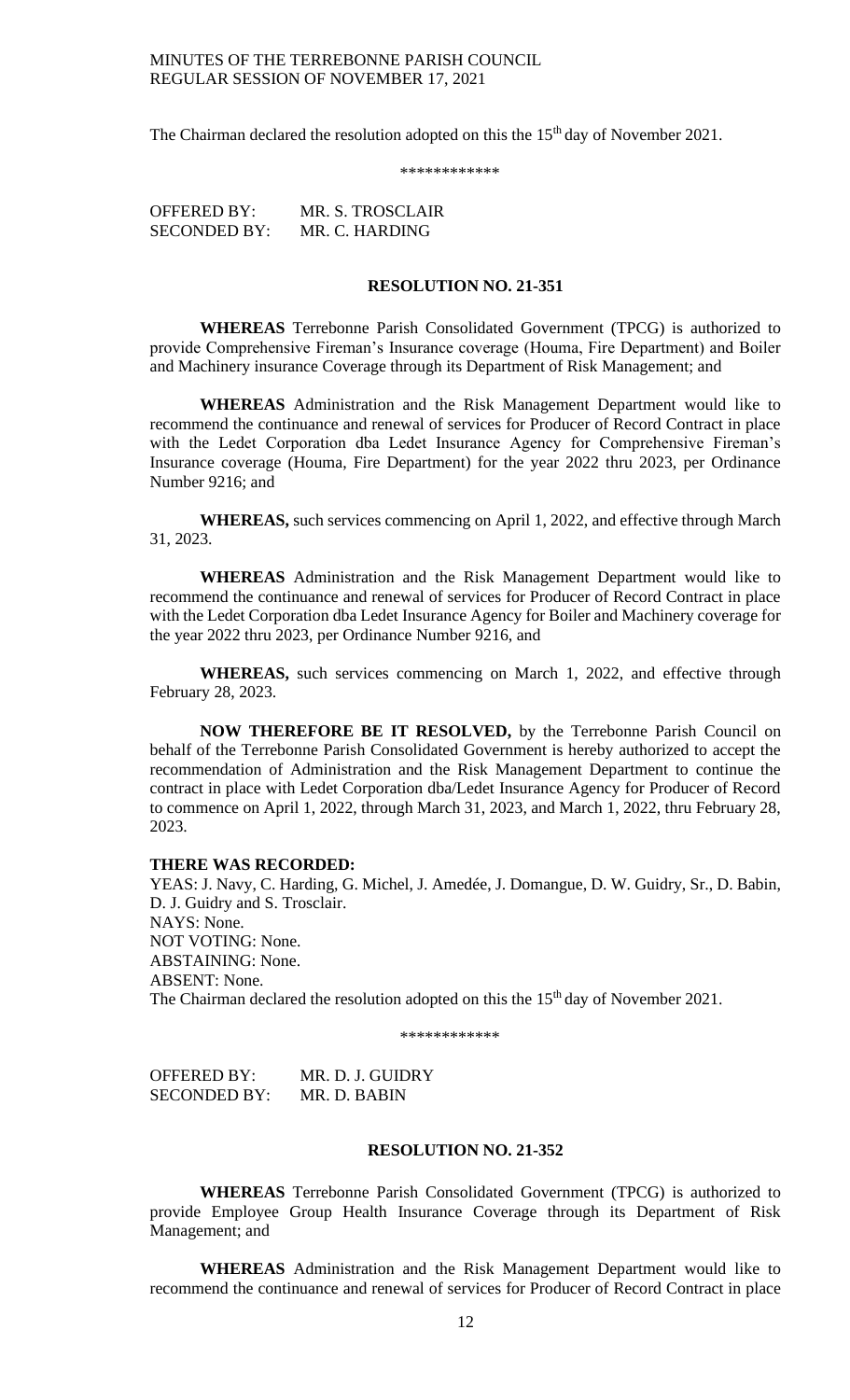The Chairman declared the resolution adopted on this the 15th day of November 2021.

\*\*\*\*\*\*\*\*\*\*\*\*

OFFERED BY: MR. S. TROSCLAIR
SECONDED BY: MR. C. HARDING

**RESOLUTION NO. 21-351**

**WHEREAS** Terrebonne Parish Consolidated Government (TPCG) is authorized to provide Comprehensive Fireman's Insurance coverage (Houma, Fire Department) and Boiler and Machinery insurance Coverage through its Department of Risk Management; and

**WHEREAS** Administration and the Risk Management Department would like to recommend the continuance and renewal of services for Producer of Record Contract in place with the Ledet Corporation dba Ledet Insurance Agency for Comprehensive Fireman's Insurance coverage (Houma, Fire Department) for the year 2022 thru 2023, per Ordinance Number 9216; and

**WHEREAS,** such services commencing on April 1, 2022, and effective through March 31, 2023.

**WHEREAS** Administration and the Risk Management Department would like to recommend the continuance and renewal of services for Producer of Record Contract in place with the Ledet Corporation dba Ledet Insurance Agency for Boiler and Machinery coverage for the year 2022 thru 2023, per Ordinance Number 9216, and

**WHEREAS,** such services commencing on March 1, 2022, and effective through February 28, 2023.

**NOW THEREFORE BE IT RESOLVED,** by the Terrebonne Parish Council on behalf of the Terrebonne Parish Consolidated Government is hereby authorized to accept the recommendation of Administration and the Risk Management Department to continue the contract in place with Ledet Corporation dba/Ledet Insurance Agency for Producer of Record to commence on April 1, 2022, through March 31, 2023, and March 1, 2022, thru February 28, 2023.

**THERE WAS RECORDED:**
YEAS: J. Navy, C. Harding, G. Michel, J. Amedée, J. Domangue, D. W. Guidry, Sr., D. Babin, D. J. Guidry and S. Trosclair.
NAYS: None.
NOT VOTING: None.
ABSTAINING: None.
ABSENT: None.
The Chairman declared the resolution adopted on this the 15th day of November 2021.

\*\*\*\*\*\*\*\*\*\*\*\*

OFFERED BY: MR. D. J. GUIDRY
SECONDED BY: MR. D. BABIN

**RESOLUTION NO. 21-352**

**WHEREAS** Terrebonne Parish Consolidated Government (TPCG) is authorized to provide Employee Group Health Insurance Coverage through its Department of Risk Management; and

**WHEREAS** Administration and the Risk Management Department would like to recommend the continuance and renewal of services for Producer of Record Contract in place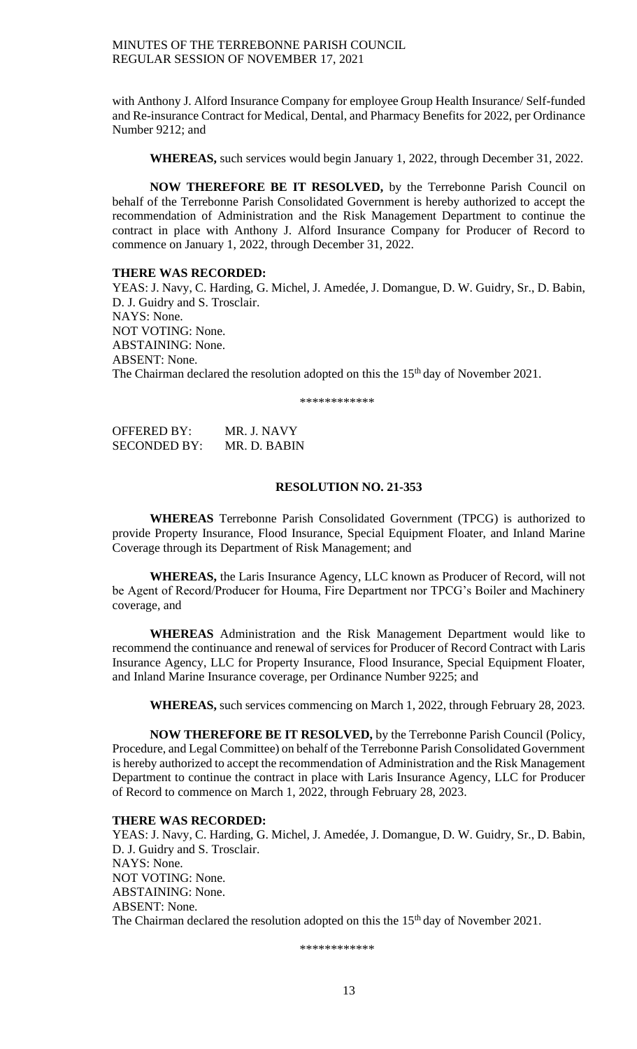with Anthony J. Alford Insurance Company for employee Group Health Insurance/ Self-funded and Re-insurance Contract for Medical, Dental, and Pharmacy Benefits for 2022, per Ordinance Number 9212; and

**WHEREAS,** such services would begin January 1, 2022, through December 31, 2022.

**NOW THEREFORE BE IT RESOLVED,** by the Terrebonne Parish Council on behalf of the Terrebonne Parish Consolidated Government is hereby authorized to accept the recommendation of Administration and the Risk Management Department to continue the contract in place with Anthony J. Alford Insurance Company for Producer of Record to commence on January 1, 2022, through December 31, 2022.

**THERE WAS RECORDED:**

YEAS: J. Navy, C. Harding, G. Michel, J. Amedée, J. Domangue, D. W. Guidry, Sr., D. Babin, D. J. Guidry and S. Trosclair.
NAYS: None.
NOT VOTING: None.
ABSTAINING: None.
ABSENT: None.
The Chairman declared the resolution adopted on this the 15th day of November 2021.

\*\*\*\*\*\*\*\*\*\*\*\*

OFFERED BY: MR. J. NAVY
SECONDED BY: MR. D. BABIN

**RESOLUTION NO. 21-353**

**WHEREAS** Terrebonne Parish Consolidated Government (TPCG) is authorized to provide Property Insurance, Flood Insurance, Special Equipment Floater, and Inland Marine Coverage through its Department of Risk Management; and

**WHEREAS,** the Laris Insurance Agency, LLC known as Producer of Record, will not be Agent of Record/Producer for Houma, Fire Department nor TPCG's Boiler and Machinery coverage, and

**WHEREAS** Administration and the Risk Management Department would like to recommend the continuance and renewal of services for Producer of Record Contract with Laris Insurance Agency, LLC for Property Insurance, Flood Insurance, Special Equipment Floater, and Inland Marine Insurance coverage, per Ordinance Number 9225; and

**WHEREAS,** such services commencing on March 1, 2022, through February 28, 2023.

**NOW THEREFORE BE IT RESOLVED,** by the Terrebonne Parish Council (Policy, Procedure, and Legal Committee) on behalf of the Terrebonne Parish Consolidated Government is hereby authorized to accept the recommendation of Administration and the Risk Management Department to continue the contract in place with Laris Insurance Agency, LLC for Producer of Record to commence on March 1, 2022, through February 28, 2023.

**THERE WAS RECORDED:**

YEAS: J. Navy, C. Harding, G. Michel, J. Amedée, J. Domangue, D. W. Guidry, Sr., D. Babin, D. J. Guidry and S. Trosclair.
NAYS: None.
NOT VOTING: None.
ABSTAINING: None.
ABSENT: None.
The Chairman declared the resolution adopted on this the 15th day of November 2021.

\*\*\*\*\*\*\*\*\*\*\*\*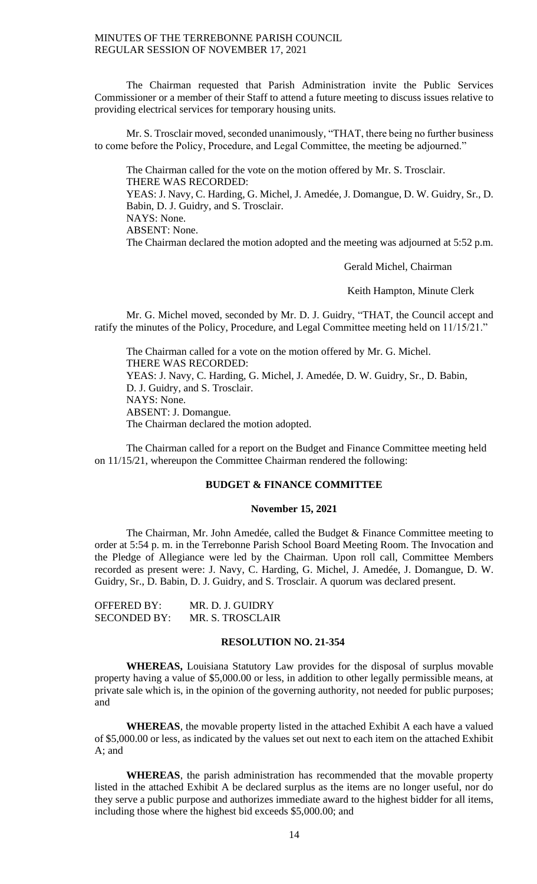The Chairman requested that Parish Administration invite the Public Services Commissioner or a member of their Staff to attend a future meeting to discuss issues relative to providing electrical services for temporary housing units.

Mr. S. Trosclair moved, seconded unanimously, "THAT, there being no further business to come before the Policy, Procedure, and Legal Committee, the meeting be adjourned."

The Chairman called for the vote on the motion offered by Mr. S. Trosclair.
THERE WAS RECORDED:
YEAS: J. Navy, C. Harding, G. Michel, J. Amedée, J. Domangue, D. W. Guidry, Sr., D. Babin, D. J. Guidry, and S. Trosclair.
NAYS: None.
ABSENT: None.
The Chairman declared the motion adopted and the meeting was adjourned at 5:52 p.m.

Gerald Michel, Chairman

Keith Hampton, Minute Clerk

Mr. G. Michel moved, seconded by Mr. D. J. Guidry, "THAT, the Council accept and ratify the minutes of the Policy, Procedure, and Legal Committee meeting held on 11/15/21."

The Chairman called for a vote on the motion offered by Mr. G. Michel.
THERE WAS RECORDED:
YEAS: J. Navy, C. Harding, G. Michel, J. Amedée, D. W. Guidry, Sr., D. Babin, D. J. Guidry, and S. Trosclair.
NAYS: None.
ABSENT: J. Domangue.
The Chairman declared the motion adopted.

The Chairman called for a report on the Budget and Finance Committee meeting held on 11/15/21, whereupon the Committee Chairman rendered the following:

**BUDGET & FINANCE COMMITTEE**

**November 15, 2021**

The Chairman, Mr. John Amedée, called the Budget & Finance Committee meeting to order at 5:54 p. m. in the Terrebonne Parish School Board Meeting Room. The Invocation and the Pledge of Allegiance were led by the Chairman. Upon roll call, Committee Members recorded as present were: J. Navy, C. Harding, G. Michel, J. Amedée, J. Domangue, D. W. Guidry, Sr., D. Babin, D. J. Guidry, and S. Trosclair. A quorum was declared present.

OFFERED BY: MR. D. J. GUIDRY
SECONDED BY: MR. S. TROSCLAIR

**RESOLUTION NO. 21-354**

**WHEREAS,** Louisiana Statutory Law provides for the disposal of surplus movable property having a value of $5,000.00 or less, in addition to other legally permissible means, at private sale which is, in the opinion of the governing authority, not needed for public purposes; and

**WHEREAS**, the movable property listed in the attached Exhibit A each have a valued of $5,000.00 or less, as indicated by the values set out next to each item on the attached Exhibit A; and

**WHEREAS**, the parish administration has recommended that the movable property listed in the attached Exhibit A be declared surplus as the items are no longer useful, nor do they serve a public purpose and authorizes immediate award to the highest bidder for all items, including those where the highest bid exceeds $5,000.00; and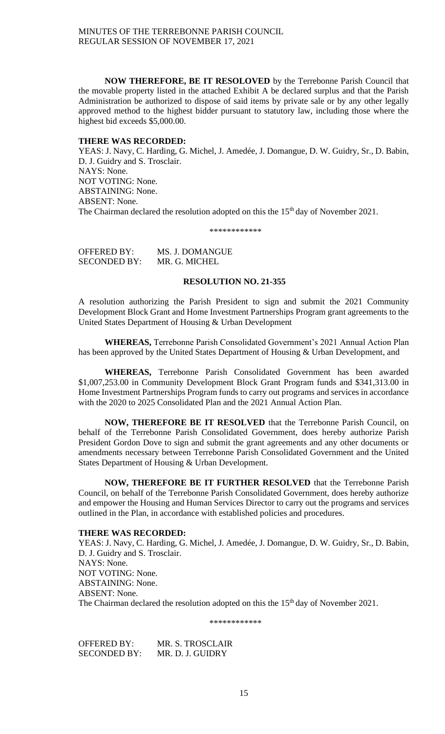**NOW THEREFORE, BE IT RESOLOVED** by the Terrebonne Parish Council that the movable property listed in the attached Exhibit A be declared surplus and that the Parish Administration be authorized to dispose of said items by private sale or by any other legally approved method to the highest bidder pursuant to statutory law, including those where the highest bid exceeds $5,000.00.

**THERE WAS RECORDED:**
YEAS: J. Navy, C. Harding, G. Michel, J. Amedée, J. Domangue, D. W. Guidry, Sr., D. Babin, D. J. Guidry and S. Trosclair.
NAYS: None.
NOT VOTING: None.
ABSTAINING: None.
ABSENT: None.
The Chairman declared the resolution adopted on this the 15th day of November 2021.

\*\*\*\*\*\*\*\*\*\*\*\*

OFFERED BY: MS. J. DOMANGUE
SECONDED BY: MR. G. MICHEL

**RESOLUTION NO. 21-355**

A resolution authorizing the Parish President to sign and submit the 2021 Community Development Block Grant and Home Investment Partnerships Program grant agreements to the United States Department of Housing & Urban Development

**WHEREAS,** Terrebonne Parish Consolidated Government's 2021 Annual Action Plan has been approved by the United States Department of Housing & Urban Development, and

**WHEREAS,** Terrebonne Parish Consolidated Government has been awarded $1,007,253.00 in Community Development Block Grant Program funds and $341,313.00 in Home Investment Partnerships Program funds to carry out programs and services in accordance with the 2020 to 2025 Consolidated Plan and the 2021 Annual Action Plan.

**NOW, THEREFORE BE IT RESOLVED** that the Terrebonne Parish Council, on behalf of the Terrebonne Parish Consolidated Government, does hereby authorize Parish President Gordon Dove to sign and submit the grant agreements and any other documents or amendments necessary between Terrebonne Parish Consolidated Government and the United States Department of Housing & Urban Development.

**NOW, THEREFORE BE IT FURTHER RESOLVED** that the Terrebonne Parish Council, on behalf of the Terrebonne Parish Consolidated Government, does hereby authorize and empower the Housing and Human Services Director to carry out the programs and services outlined in the Plan, in accordance with established policies and procedures.

**THERE WAS RECORDED:**
YEAS: J. Navy, C. Harding, G. Michel, J. Amedée, J. Domangue, D. W. Guidry, Sr., D. Babin, D. J. Guidry and S. Trosclair.
NAYS: None.
NOT VOTING: None.
ABSTAINING: None.
ABSENT: None.
The Chairman declared the resolution adopted on this the 15th day of November 2021.

\*\*\*\*\*\*\*\*\*\*\*\*

OFFERED BY: MR. S. TROSCLAIR
SECONDED BY: MR. D. J. GUIDRY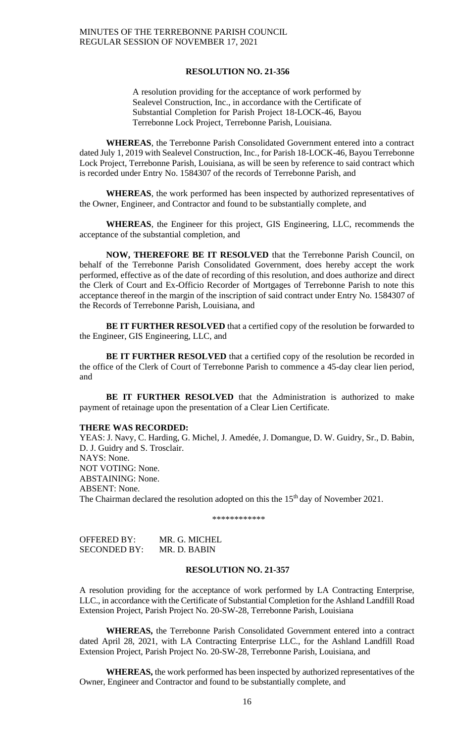**RESOLUTION NO. 21-356**

A resolution providing for the acceptance of work performed by Sealevel Construction, Inc., in accordance with the Certificate of Substantial Completion for Parish Project 18-LOCK-46, Bayou Terrebonne Lock Project, Terrebonne Parish, Louisiana.

**WHEREAS**, the Terrebonne Parish Consolidated Government entered into a contract dated July 1, 2019 with Sealevel Construction, Inc., for Parish 18-LOCK-46, Bayou Terrebonne Lock Project, Terrebonne Parish, Louisiana, as will be seen by reference to said contract which is recorded under Entry No. 1584307 of the records of Terrebonne Parish, and

**WHEREAS**, the work performed has been inspected by authorized representatives of the Owner, Engineer, and Contractor and found to be substantially complete, and

**WHEREAS**, the Engineer for this project, GIS Engineering, LLC, recommends the acceptance of the substantial completion, and

**NOW, THEREFORE BE IT RESOLVED** that the Terrebonne Parish Council, on behalf of the Terrebonne Parish Consolidated Government, does hereby accept the work performed, effective as of the date of recording of this resolution, and does authorize and direct the Clerk of Court and Ex-Officio Recorder of Mortgages of Terrebonne Parish to note this acceptance thereof in the margin of the inscription of said contract under Entry No. 1584307 of the Records of Terrebonne Parish, Louisiana, and

**BE IT FURTHER RESOLVED** that a certified copy of the resolution be forwarded to the Engineer, GIS Engineering, LLC, and

**BE IT FURTHER RESOLVED** that a certified copy of the resolution be recorded in the office of the Clerk of Court of Terrebonne Parish to commence a 45-day clear lien period, and

**BE IT FURTHER RESOLVED** that the Administration is authorized to make payment of retainage upon the presentation of a Clear Lien Certificate.

**THERE WAS RECORDED:**

YEAS: J. Navy, C. Harding, G. Michel, J. Amedée, J. Domangue, D. W. Guidry, Sr., D. Babin, D. J. Guidry and S. Trosclair.
NAYS: None.
NOT VOTING: None.
ABSTAINING: None.
ABSENT: None.
The Chairman declared the resolution adopted on this the 15th day of November 2021.

\*\*\*\*\*\*\*\*\*\*\*\*

OFFERED BY: MR. G. MICHEL
SECONDED BY: MR. D. BABIN

**RESOLUTION NO. 21-357**

A resolution providing for the acceptance of work performed by LA Contracting Enterprise, LLC., in accordance with the Certificate of Substantial Completion for the Ashland Landfill Road Extension Project, Parish Project No. 20-SW-28, Terrebonne Parish, Louisiana

**WHEREAS,** the Terrebonne Parish Consolidated Government entered into a contract dated April 28, 2021, with LA Contracting Enterprise LLC., for the Ashland Landfill Road Extension Project, Parish Project No. 20-SW-28, Terrebonne Parish, Louisiana, and

**WHEREAS,** the work performed has been inspected by authorized representatives of the Owner, Engineer and Contractor and found to be substantially complete, and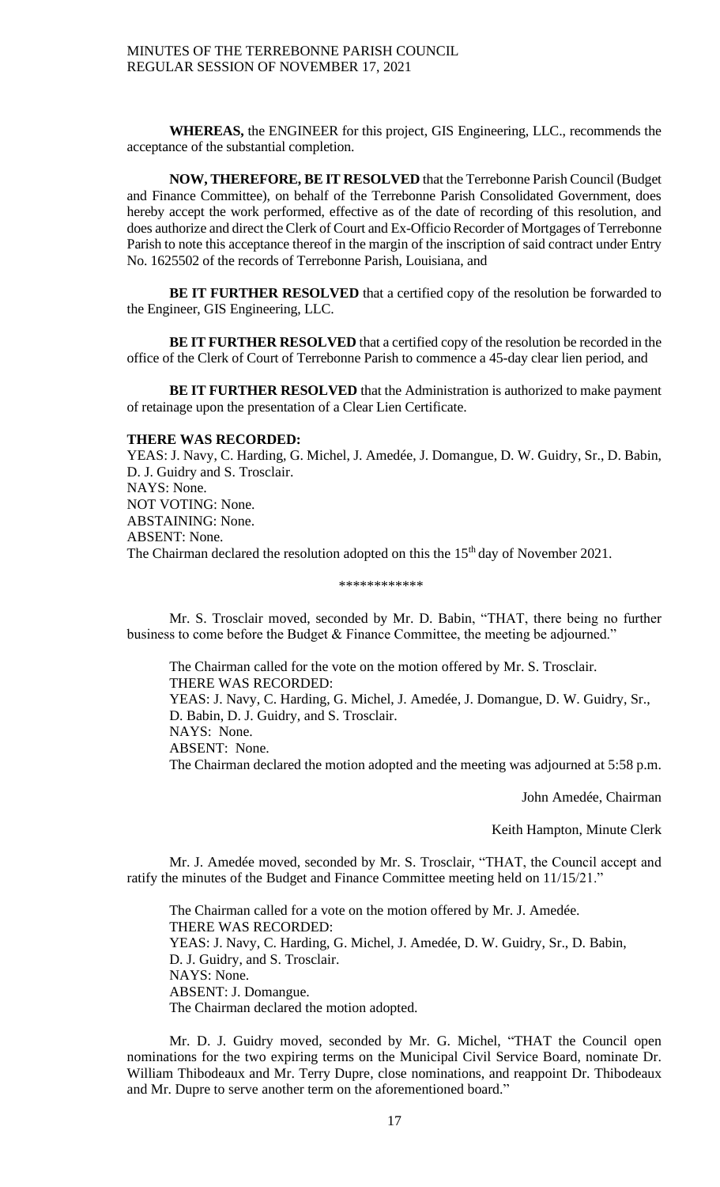**WHEREAS,** the ENGINEER for this project, GIS Engineering, LLC., recommends the acceptance of the substantial completion.

**NOW, THEREFORE, BE IT RESOLVED** that the Terrebonne Parish Council (Budget and Finance Committee), on behalf of the Terrebonne Parish Consolidated Government, does hereby accept the work performed, effective as of the date of recording of this resolution, and does authorize and direct the Clerk of Court and Ex-Officio Recorder of Mortgages of Terrebonne Parish to note this acceptance thereof in the margin of the inscription of said contract under Entry No. 1625502 of the records of Terrebonne Parish, Louisiana, and

**BE IT FURTHER RESOLVED** that a certified copy of the resolution be forwarded to the Engineer, GIS Engineering, LLC.

**BE IT FURTHER RESOLVED** that a certified copy of the resolution be recorded in the office of the Clerk of Court of Terrebonne Parish to commence a 45-day clear lien period, and

**BE IT FURTHER RESOLVED** that the Administration is authorized to make payment of retainage upon the presentation of a Clear Lien Certificate.

**THERE WAS RECORDED:**
YEAS: J. Navy, C. Harding, G. Michel, J. Amedée, J. Domangue, D. W. Guidry, Sr., D. Babin, D. J. Guidry and S. Trosclair.
NAYS: None.
NOT VOTING: None.
ABSTAINING: None.
ABSENT: None.
The Chairman declared the resolution adopted on this the 15th day of November 2021.

\*\*\*\*\*\*\*\*\*\*\*\*

Mr. S. Trosclair moved, seconded by Mr. D. Babin, "THAT, there being no further business to come before the Budget & Finance Committee, the meeting be adjourned."

The Chairman called for the vote on the motion offered by Mr. S. Trosclair.
THERE WAS RECORDED:
YEAS: J. Navy, C. Harding, G. Michel, J. Amedée, J. Domangue, D. W. Guidry, Sr., D. Babin, D. J. Guidry, and S. Trosclair.
NAYS: None.
ABSENT: None.
The Chairman declared the motion adopted and the meeting was adjourned at 5:58 p.m.

John Amedée, Chairman

Keith Hampton, Minute Clerk

Mr. J. Amedée moved, seconded by Mr. S. Trosclair, "THAT, the Council accept and ratify the minutes of the Budget and Finance Committee meeting held on 11/15/21."

The Chairman called for a vote on the motion offered by Mr. J. Amedée.
THERE WAS RECORDED:
YEAS: J. Navy, C. Harding, G. Michel, J. Amedée, D. W. Guidry, Sr., D. Babin, D. J. Guidry, and S. Trosclair.
NAYS: None.
ABSENT: J. Domangue.
The Chairman declared the motion adopted.

Mr. D. J. Guidry moved, seconded by Mr. G. Michel, "THAT the Council open nominations for the two expiring terms on the Municipal Civil Service Board, nominate Dr. William Thibodeaux and Mr. Terry Dupre, close nominations, and reappoint Dr. Thibodeaux and Mr. Dupre to serve another term on the aforementioned board."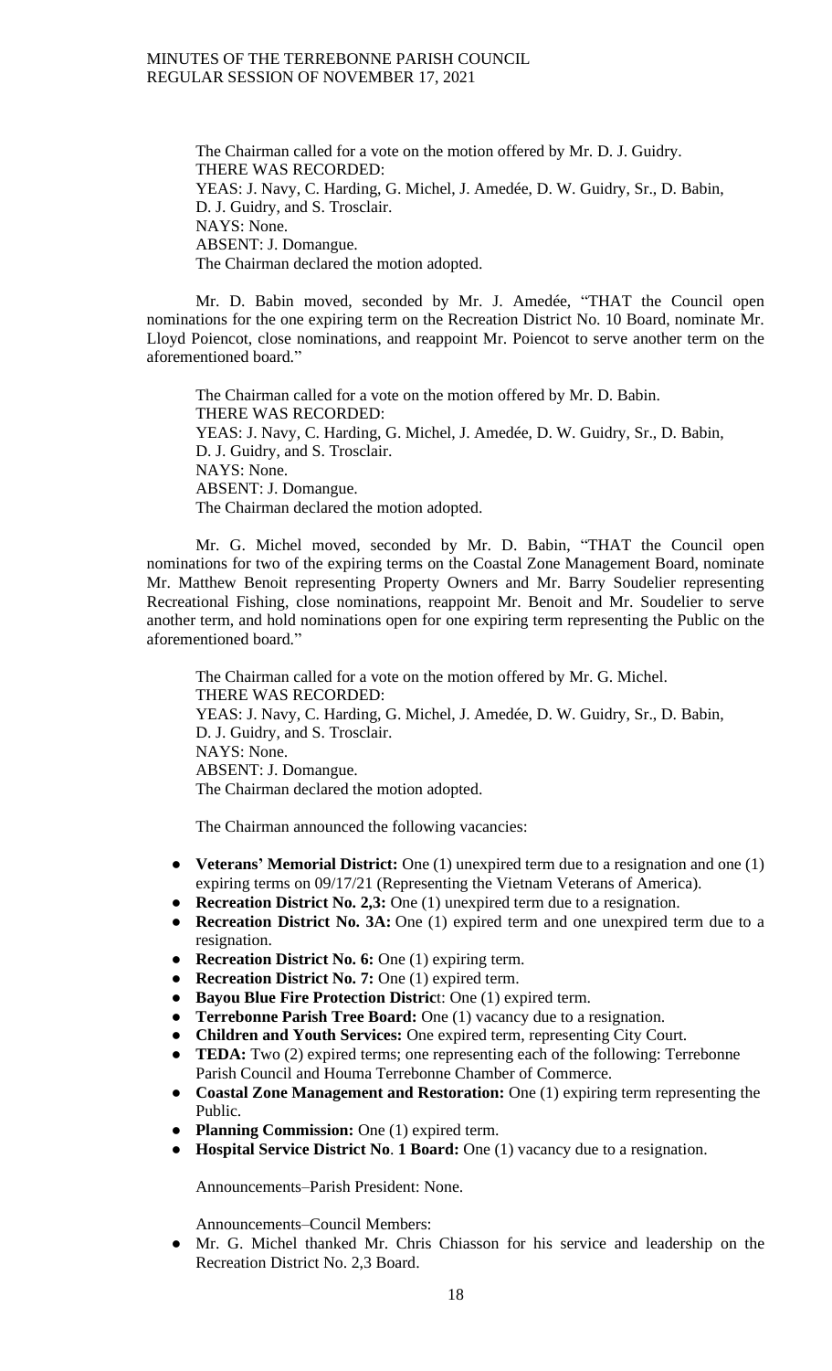The Chairman called for a vote on the motion offered by Mr. D. J. Guidry.
THERE WAS RECORDED:
YEAS: J. Navy, C. Harding, G. Michel, J. Amedée, D. W. Guidry, Sr., D. Babin, D. J. Guidry, and S. Trosclair.
NAYS: None.
ABSENT: J. Domangue.
The Chairman declared the motion adopted.

Mr. D. Babin moved, seconded by Mr. J. Amedée, "THAT the Council open nominations for the one expiring term on the Recreation District No. 10 Board, nominate Mr. Lloyd Poiencot, close nominations, and reappoint Mr. Poiencot to serve another term on the aforementioned board."

The Chairman called for a vote on the motion offered by Mr. D. Babin.
THERE WAS RECORDED:
YEAS: J. Navy, C. Harding, G. Michel, J. Amedée, D. W. Guidry, Sr., D. Babin, D. J. Guidry, and S. Trosclair.
NAYS: None.
ABSENT: J. Domangue.
The Chairman declared the motion adopted.

Mr. G. Michel moved, seconded by Mr. D. Babin, "THAT the Council open nominations for two of the expiring terms on the Coastal Zone Management Board, nominate Mr. Matthew Benoit representing Property Owners and Mr. Barry Soudelier representing Recreational Fishing, close nominations, reappoint Mr. Benoit and Mr. Soudelier to serve another term, and hold nominations open for one expiring term representing the Public on the aforementioned board."

The Chairman called for a vote on the motion offered by Mr. G. Michel.
THERE WAS RECORDED:
YEAS: J. Navy, C. Harding, G. Michel, J. Amedée, D. W. Guidry, Sr., D. Babin, D. J. Guidry, and S. Trosclair.
NAYS: None.
ABSENT: J. Domangue.
The Chairman declared the motion adopted.

The Chairman announced the following vacancies:

- **Veterans' Memorial District:** One (1) unexpired term due to a resignation and one (1) expiring terms on 09/17/21 (Representing the Vietnam Veterans of America).
- **Recreation District No. 2,3:** One (1) unexpired term due to a resignation.
- **Recreation District No. 3A:** One (1) expired term and one unexpired term due to a resignation.
- **Recreation District No. 6:** One (1) expiring term.
- **Recreation District No. 7:** One (1) expired term.
- **Bayou Blue Fire Protection District**: One (1) expired term.
- **Terrebonne Parish Tree Board:** One (1) vacancy due to a resignation.
- **Children and Youth Services:** One expired term, representing City Court.
- **TEDA:** Two (2) expired terms; one representing each of the following: Terrebonne Parish Council and Houma Terrebonne Chamber of Commerce.
- **Coastal Zone Management and Restoration:** One (1) expiring term representing the Public.
- **Planning Commission:** One (1) expired term.
- **Hospital Service District No**. **1 Board:** One (1) vacancy due to a resignation.

Announcements–Parish President: None.

Announcements–Council Members:

- Mr. G. Michel thanked Mr. Chris Chiasson for his service and leadership on the Recreation District No. 2,3 Board.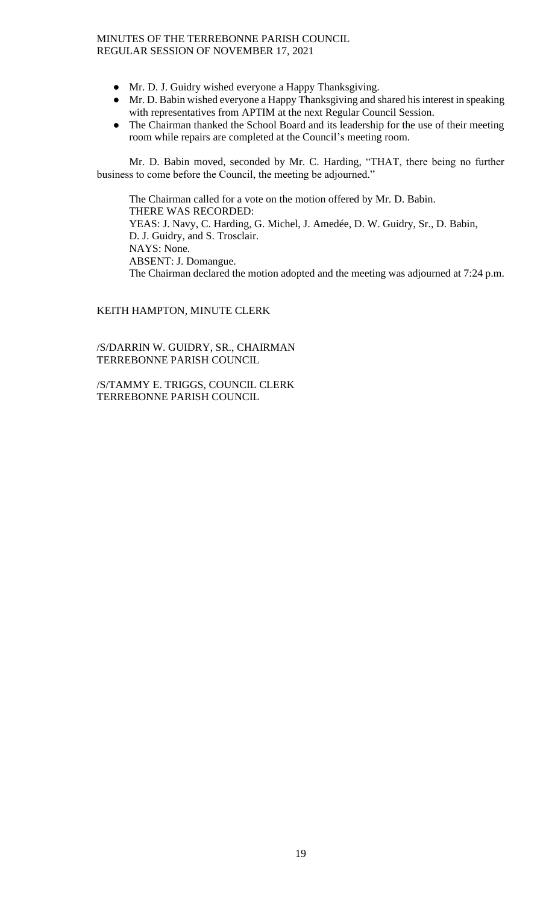- Mr. D. J. Guidry wished everyone a Happy Thanksgiving.
- Mr. D. Babin wished everyone a Happy Thanksgiving and shared his interest in speaking with representatives from APTIM at the next Regular Council Session.
- The Chairman thanked the School Board and its leadership for the use of their meeting room while repairs are completed at the Council's meeting room.

Mr. D. Babin moved, seconded by Mr. C. Harding, "THAT, there being no further business to come before the Council, the meeting be adjourned."

The Chairman called for a vote on the motion offered by Mr. D. Babin.
THERE WAS RECORDED:
YEAS: J. Navy, C. Harding, G. Michel, J. Amedée, D. W. Guidry, Sr., D. Babin, D. J. Guidry, and S. Trosclair.
NAYS: None.
ABSENT: J. Domangue.
The Chairman declared the motion adopted and the meeting was adjourned at 7:24 p.m.

KEITH HAMPTON, MINUTE CLERK

/S/DARRIN W. GUIDRY, SR., CHAIRMAN
TERREBONNE PARISH COUNCIL

/S/TAMMY E. TRIGGS, COUNCIL CLERK
TERREBONNE PARISH COUNCIL